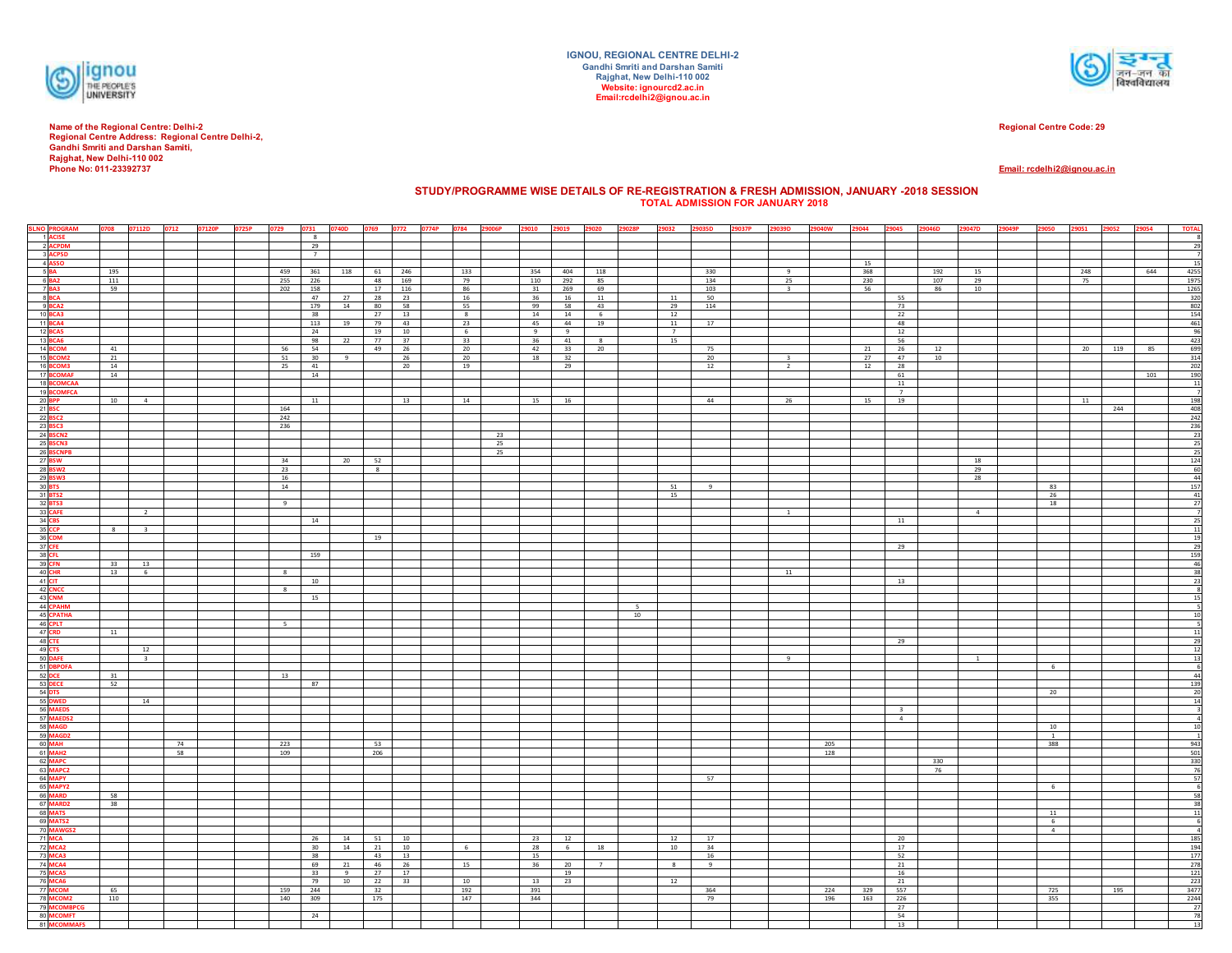**IGNOU, REGIONAL CENTRE DELHI-2**
**Gandhi Smriti and Darshan Samiti**
**Rajghat, New Delhi-110 002**
**Website: ignourcd2.ac.in**
**Email:rcdelhi2@ignou.ac.in**

**Name of the Regional Centre: Delhi-2**
**Regional Centre Address: Regional Centre Delhi-2,**
**Gandhi Smriti and Darshan Samiti,**
**Rajghat, New Delhi-110 002**
**Phone No: 011-23392737**

**Regional Centre Code: 29**

**Email: rcdelhi2@ignou.ac.in**

## STUDY/PROGRAMME WISE DETAILS OF RE-REGISTRATION & FRESH ADMISSION, JANUARY -2018 SESSION
### TOTAL ADMISSION FOR JANUARY 2018

| SLNO | PROGRAM | 0708 | 07112D | 0712 | 07120P | 0725P | 0729 | 0731 | 0740D | 0769 | 0772 | 0774P | 0784 | 29006P | 29010 | 29019 | 29020 | 29028P | 29032 | 29035D | 29037P | 29039D | 29040W | 29044 | 29045 | 29046D | 29047D | 29049P | 29050 | 29051 | 29052 | 29054 | TOTAL |
|---|---|---|---|---|---|---|---|---|---|---|---|---|---|---|---|---|---|---|---|---|---|---|---|---|---|---|---|---|---|---|---|---|---|
| 1 | ACISE | | | | | | | 8 | | | | | | | | | | | | | | | | | | | | | | | | | 8 |
| 2 | ACPDM | | | | | | | 29 | | | | | | | | | | | | | | | | | | | | | | | | | 29 |
| 3 | ACPSD | | | | | | | 7 | | | | | | | | | | | | | | | | | | | | | | | | | 7 |
| 4 | ASSO | | | | | | | | | | | | | | | | | | | | | | | 15 | | | | | | | | | 15 |
| 5 | BA | 195 | | | | | 459 | 361 | 118 | 61 | 246 | | 133 | | 354 | 404 | 118 | | | 330 | | 9 | | 368 | | 192 | 15 | | | 248 | | 644 | 4255 |
| 6 | BA2 | 111 | | | | | 255 | 226 | | 48 | 169 | | 79 | | 110 | 292 | 85 | | | 134 | | 25 | | 230 | | 107 | 29 | | | 75 | | | 1975 |
| 7 | BA3 | 59 | | | | | 202 | 158 | | 17 | 116 | | 86 | | 31 | 269 | 69 | | | 103 | | 3 | | 56 | | 86 | 10 | | | | | | 1265 |
| 8 | BCA | | | | | | | 47 | 27 | 28 | 23 | | 16 | | 36 | 16 | 11 | | 11 | 50 | | | | | 55 | | | | | | | | 320 |
| 9 | BCA2 | | | | | | | 179 | 14 | 80 | 58 | | 55 | | 99 | 58 | 43 | | 29 | 114 | | | | | 73 | | | | | | | | 802 |
| 10 | BCA3 | | | | | | | 38 | | 27 | 13 | | 8 | | 14 | 14 | 6 | | 12 | | | | | | 22 | | | | | | | | 154 |
| 11 | BCA4 | | | | | | | 113 | 19 | 79 | 43 | | 23 | | 45 | 44 | 19 | | 11 | 17 | | | | | 48 | | | | | | | | 461 |
| 12 | BCA5 | | | | | | | 24 | | 19 | 10 | | 6 | | 9 | 9 | | | 7 | | | | | | 12 | | | | | | | | 96 |
| 13 | BCA6 | | | | | | | 98 | 22 | 77 | 37 | | 33 | | 36 | 41 | 8 | | 15 | | | | | | 56 | | | | | | | | 423 |
| 14 | BCOM | 41 | | | | | 56 | 54 | | 49 | 26 | | 20 | | 42 | 33 | 20 | | | 75 | | | | 21 | 26 | 12 | | | | 20 | 119 | 85 | 699 |
| 15 | BCOM2 | 21 | | | | | 51 | 30 | 9 | | 26 | | 20 | | 18 | 32 | | | | 20 | | 3 | | 27 | 47 | 10 | | | | | | | 314 |
| 16 | BCOM3 | 14 | | | | | 25 | 41 | | | 20 | | 19 | | | 29 | | | | 12 | | 2 | | 12 | 28 | | | | | | | | 202 |
| 17 | BCOMAF | 14 | | | | | | 14 | | | | | | | | | | | | | | | | | 61 | | | | | | | 101 | 190 |
| 18 | BCOMCAA | | | | | | | | | | | | | | | | | | | | | | | | 11 | | | | | | | | 11 |
| 19 | BCOMFCA | | | | | | | | | | | | | | | | | | | | | | | | 7 | | | | | | | | 7 |
| 20 | BPP | 10 | 4 | | | | | 11 | | | 13 | | 14 | | 15 | 16 | | | | 44 | | 26 | | 15 | 19 | | | | | 11 | | | 198 |
| 21 | BSC | | | | | | 164 | | | | | | | | | | | | | | | | | | | | | | | | 244 | | 408 |
| 22 | BSC2 | | | | | | 242 | | | | | | | | | | | | | | | | | | | | | | | | | | 242 |
| 23 | BSC3 | | | | | | 236 | | | | | | | | | | | | | | | | | | | | | | | | | | 236 |
| 24 | BSCN2 | | | | | | | | | | | | | 23 | | | | | | | | | | | | | | | | | | | 23 |
| 25 | BSCN3 | | | | | | | | | | | | | 25 | | | | | | | | | | | | | | | | | | | 25 |
| 26 | BSCNPB | | | | | | | | | | | | | 25 | | | | | | | | | | | | | | | | | | | 25 |
| 27 | BSW | | | | | | 34 | | 20 | 52 | | | | | | | | | | | | | | | | | 18 | | | | | | 124 |
| 28 | BSW2 | | | | | | 23 | | | 8 | | | | | | | | | | | | | | | | | 29 | | | | | | 60 |
| 29 | BSW3 | | | | | | 16 | | | | | | | | | | | | | | | | | | | | 28 | | | | | | 44 |
| 30 | BTS | | | | | | 14 | | | | | | | | | | | | 51 | 9 | | | | | | | | | 83 | | | | 157 |
| 31 | BTS2 | | | | | | | | | | | | | | | | | | 15 | | | | | | | | | | 26 | | | | 41 |
| 32 | BTS3 | | | | | | 9 | | | | | | | | | | | | | | | | | | | | | | 18 | | | | 27 |
| 33 | CAFE | | 2 | | | | | | | | | | | | | | | | | | | 1 | | | | | 4 | | | | | | 7 |
| 34 | CBS | | | | | | | 14 | | | | | | | | | | | | | | | | | 11 | | | | | | | | 25 |
| 35 | CCP | 8 | 3 | | | | | | | | | | | | | | | | | | | | | | | | | | | | | | 11 |
| 36 | CDM | | | | | | | | | 19 | | | | | | | | | | | | | | | | | | | | | | | 19 |
| 37 | CFE | | | | | | | | | | | | | | | | | | | | | | | | 29 | | | | | | | | 29 |
| 38 | CFL | | | | | | | 159 | | | | | | | | | | | | | | | | | | | | | | | | | 159 |
| 39 | CFN | 33 | 13 | | | | | | | | | | | | | | | | | | | | | | | | | | | | | | 46 |
| 40 | CHR | 13 | 6 | | | | 8 | | | | | | | | | | | | | | | 11 | | | | | | | | | | | 38 |
| 41 | CIT | | | | | | | 10 | | | | | | | | | | | | | | | | | 13 | | | | | | | | 23 |
| 42 | CNCC | | | | | | 8 | | | | | | | | | | | | | | | | | | | | | | | | | | 8 |
| 43 | CNM | | | | | | | 15 | | | | | | | | | | | | | | | | | | | | | | | | | 15 |
| 44 | CPAHM | | | | | | | | | | | | | | | | | 5 | | | | | | | | | | | | | | | 5 |
| 45 | CPATHA | | | | | | | | | | | | | | | | | 10 | | | | | | | | | | | | | | | 10 |
| 46 | CPLT | | | | | | 5 | | | | | | | | | | | | | | | | | | | | | | | | | | 5 |
| 47 | CRD | 11 | | | | | | | | | | | | | | | | | | | | | | | | | | | | | | | 11 |
| 48 | CTE | | | | | | | | | | | | | | | | | | | | | | | | 29 | | | | | | | | 29 |
| 49 | CTS | | 12 | | | | | | | | | | | | | | | | | | | | | | | | | | | | | | 12 |
| 50 | DAFE | | 3 | | | | | | | | | | | | | | | | | | | 9 | | | | | 1 | | | | | | 13 |
| 51 | DBPOFA | | | | | | | | | | | | | | | | | | | | | | | | | | | | 6 | | | | 6 |
| 52 | DCE | 31 | | | | | 13 | | | | | | | | | | | | | | | | | | | | | | | | | | 44 |
| 53 | DECE | 52 | | | | | | 87 | | | | | | | | | | | | | | | | | | | | | | | | | 139 |
| 54 | DTS | | | | | | | | | | | | | | | | | | | | | | | | | | | | 20 | | | | 20 |
| 55 | DWED | | 14 | | | | | | | | | | | | | | | | | | | | | | | | | | | | | | 14 |
| 56 | MAEDS | | | | | | | | | | | | | | | | | | | | | | | | 3 | | | | | | | | 3 |
| 57 | MAEDS2 | | | | | | | | | | | | | | | | | | | | | | | | 4 | | | | | | | | 4 |
| 58 | MAGD | | | | | | | | | | | | | | | | | | | | | | | | | | | | 10 | | | | 10 |
| 59 | MAGD2 | | | | | | | | | | | | | | | | | | | | | | | | | | | | 1 | | | | 1 |
| 60 | MAH | | | 74 | | | 223 | | | 53 | | | | | | | | | | | | | 205 | | | | | | 388 | | | | 943 |
| 61 | MAH2 | | | 58 | | | 109 | | | 206 | | | | | | | | | | | | | 128 | | | | | | | | | | 501 |
| 62 | MAPC | | | | | | | | | | | | | | | | | | | | | | | | | 330 | | | | | | | 330 |
| 63 | MAPC2 | | | | | | | | | | | | | | | | | | | | | | | | | 76 | | | | | | | 76 |
| 64 | MAPY | | | | | | | | | | | | | | | | | | | 57 | | | | | | | | | | | | | 57 |
| 65 | MAPY2 | | | | | | | | | | | | | | | | | | | | | | | | | | | | 6 | | | | 6 |
| 66 | MARD | 58 | | | | | | | | | | | | | | | | | | | | | | | | | | | | | | | 58 |
| 67 | MARD2 | 38 | | | | | | | | | | | | | | | | | | | | | | | | | | | | | | | 38 |
| 68 | MATS | | | | | | | | | | | | | | | | | | | | | | | | | | | | 11 | | | | 11 |
| 69 | MATS2 | | | | | | | | | | | | | | | | | | | | | | | | | | | | 6 | | | | 6 |
| 70 | MAWGS2 | | | | | | | | | | | | | | | | | | | | | | | | | | | | 4 | | | | 4 |
| 71 | MCA | | | | | | | 26 | 14 | 51 | 10 | | | | 23 | 12 | | | 12 | 17 | | | | | 20 | | | | | | | | 185 |
| 72 | MCA2 | | | | | | | 30 | 14 | 21 | 10 | | 6 | | 28 | 6 | 18 | | 10 | 34 | | | | | 17 | | | | | | | | 194 |
| 73 | MCA3 | | | | | | | 38 | | 43 | 13 | | | | 15 | | | | | 16 | | | | | 52 | | | | | | | | 177 |
| 74 | MCA4 | | | | | | | 69 | 21 | 46 | 26 | | 15 | | 36 | 20 | 7 | | 8 | 9 | | | | | 21 | | | | | | | | 278 |
| 75 | MCA5 | | | | | | | 33 | 9 | 27 | 17 | | | | | 19 | | | | | | | | | 16 | | | | | | | | 121 |
| 76 | MCA6 | | | | | | | 79 | 10 | 22 | 33 | | 10 | | 13 | 23 | | | 12 | | | | | | 21 | | | | | | | | 223 |
| 77 | MCOM | 65 | | | | | 159 | 244 | | 32 | | | 192 | | 391 | | | | | 364 | | | 224 | 329 | 557 | | | | 725 | | 195 | | 3477 |
| 78 | MCOM2 | 110 | | | | | 140 | 309 | | 175 | | | 147 | | 344 | | | | | 79 | | | 196 | 163 | 226 | | | | 355 | | | | 2244 |
| 79 | MCOMBPCG | | | | | | | | | | | | | | | | | | | | | | | | 27 | | | | | | | | 27 |
| 80 | MCOMFT | | | | | | | 24 | | | | | | | | | | | | | | | | | 54 | | | | | | | | 78 |
| 81 | MCOMMAFS | | | | | | | | | | | | | | | | | | | | | | | | 13 | | | | | | | | 13 |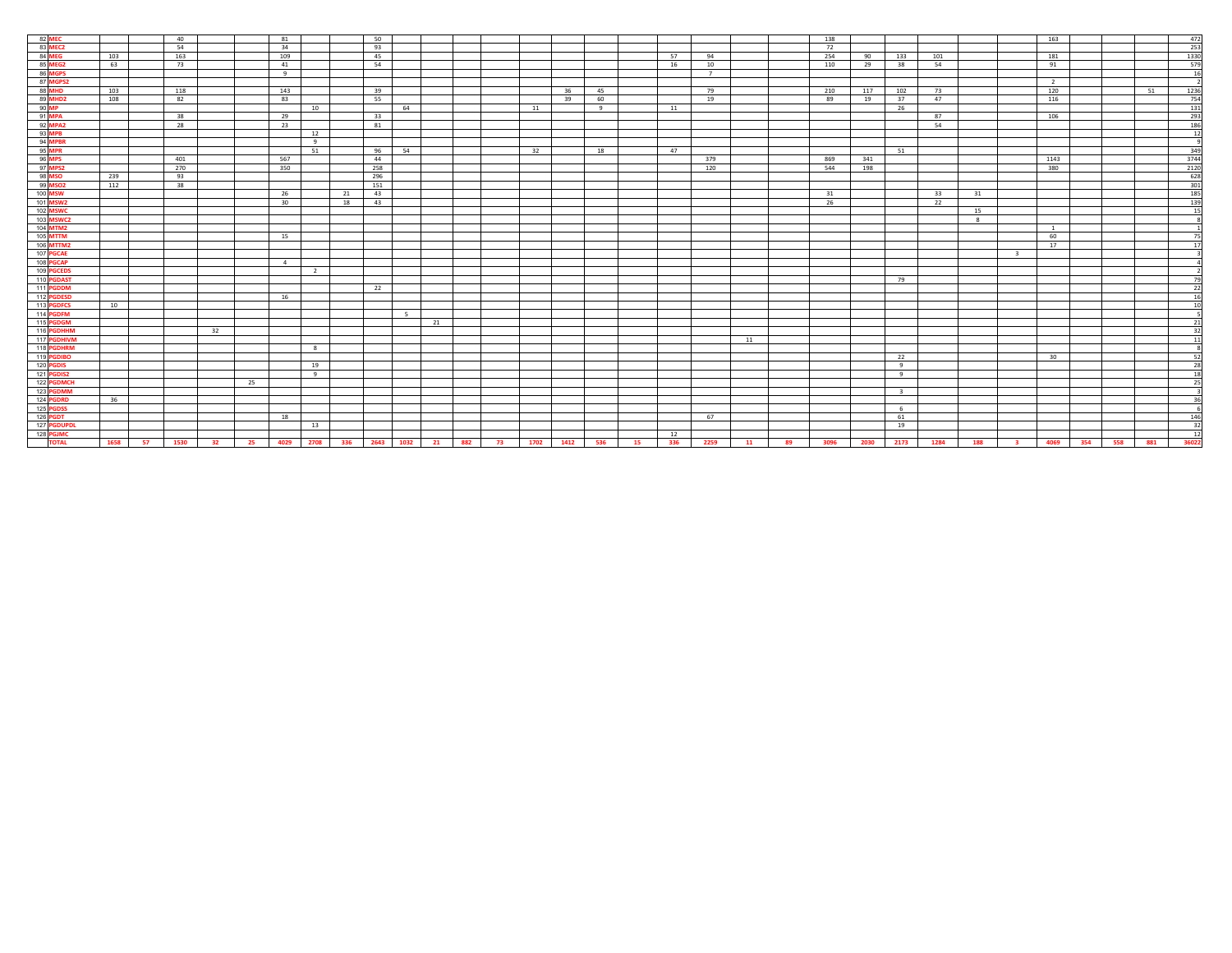| | | | | | | | | | | | | | | | | | | | | | | | | | | | | | | | | | |
|---|---|---|---|---|---|---|---|---|---|---|---|---|---|---|---|---|---|---|---|---|---|---|---|---|---|---|---|---|---|---|---|---|---|
| 82 | MEC | | | 40 | | | 81 | | | 50 | | | | | | | | | | | | | 138 | | | | | | 163 | | | | 472 |
| 83 | MEC2 | | | 54 | | | 34 | | | 93 | | | | | | | | | | | | | 72 | | | | | | | | | | 253 |
| 84 | MEG | 103 | | 163 | | | 109 | | | 45 | | | | | | | | | 57 | 94 | | | 254 | 90 | 133 | 101 | | | 181 | | | | 1330 |
| 85 | MEG2 | 63 | | 73 | | | 41 | | | 54 | | | | | | | | | 16 | 10 | | | 110 | 29 | 38 | 54 | | | 91 | | | | 579 |
| 86 | MGPS | | | | | | 9 | | | | | | | | | | | | | 7 | | | | | | | | | | | | | 16 |
| 87 | MGPS2 | | | | | | | | | | | | | | | | | | | | | | | | | | | | 2 | | | | 2 |
| 88 | MHD | 103 | | 118 | | | 143 | | | 39 | | | | | | 36 | 45 | | | 79 | | | 210 | 117 | 102 | 73 | | | 120 | | | 51 | 1236 |
| 89 | MHD2 | 108 | | 82 | | | 83 | | | 55 | | | | | | 39 | 60 | | | 19 | | | 89 | 19 | 37 | 47 | | | 116 | | | | 754 |
| 90 | MP | | | | | | | 10 | | | 64 | | | | 11 | | 9 | | 11 | | | | | | 26 | | | | | | | | 131 |
| 91 | MPA | | | 38 | | | 29 | | | 33 | | | | | | | | | | | | | | | | 87 | | | 106 | | | | 293 |
| 92 | MPA2 | | | 28 | | | 23 | | | 81 | | | | | | | | | | | | | | | | 54 | | | | | | | 186 |
| 93 | MPB | | | | | | | 12 | | | | | | | | | | | | | | | | | | | | | | | | | 12 |
| 94 | MPBR | | | | | | | 9 | | | | | | | | | | | | | | | | | | | | | | | | | 9 |
| 95 | MPR | | | | | | | 51 | | 96 | 54 | | | | 32 | | 18 | | 47 | | | | | | 51 | | | | | | | | 349 |
| 96 | MPS | | | 401 | | | 567 | | | 44 | | | | | | | | | | 379 | | | 869 | 341 | | | | | 1143 | | | | 3744 |
| 97 | MPS2 | | | 270 | | | 350 | | | 258 | | | | | | | | | | 120 | | | 544 | 198 | | | | | 380 | | | | 2120 |
| 98 | MSO | 239 | | 93 | | | | | | 296 | | | | | | | | | | | | | | | | | | | | | | | 628 |
| 99 | MSO2 | 112 | | 38 | | | | | | 151 | | | | | | | | | | | | | | | | | | | | | | | 301 |
| 100 | MSW | | | | | | 26 | | 21 | 43 | | | | | | | | | | | | | 31 | | | 33 | 31 | | | | | | 185 |
| 101 | MSW2 | | | | | | 30 | | 18 | 43 | | | | | | | | | | | | | 26 | | | 22 | | | | | | | 139 |
| 102 | MSWC | | | | | | | | | | | | | | | | | | | | | | | | | | 15 | | | | | | 15 |
| 103 | MSWC2 | | | | | | | | | | | | | | | | | | | | | | | | | | 8 | | | | | | 8 |
| 104 | MTM2 | | | | | | | | | | | | | | | | | | | | | | | | | | | | 1 | | | | 1 |
| 105 | MTTM | | | | | | 15 | | | | | | | | | | | | | | | | | | | | | | 60 | | | | 75 |
| 106 | MTTM2 | | | | | | | | | | | | | | | | | | | | | | | | | | | | 17 | | | | 17 |
| 107 | PGCAE | | | | | | | | | | | | | | | | | | | | | | | | | | | 3 | | | | | 3 |
| 108 | PGCAP | | | | | | 4 | | | | | | | | | | | | | | | | | | | | | | | | | | 4 |
| 109 | PGCEDS | | | | | | | 2 | | | | | | | | | | | | | | | | | | | | | | | | | 2 |
| 110 | PGDAST | | | | | | | | | | | | | | | | | | | | | | | | 79 | | | | | | | | 79 |
| 111 | PGDDM | | | | | | | | | 22 | | | | | | | | | | | | | | | | | | | | | | | 22 |
| 112 | PGDESD | | | | | | 16 | | | | | | | | | | | | | | | | | | | | | | | | | | 16 |
| 113 | PGDFCS | 10 | | | | | | | | | | | | | | | | | | | | | | | | | | | | | | | 10 |
| 114 | PGDFM | | | | | | | | | | 5 | | | | | | | | | | | | | | | | | | | | | | 5 |
| 115 | PGDGM | | | | | | | | | | | 21 | | | | | | | | | | | | | | | | | | | | | 21 |
| 116 | PGDHHM | | | | 32 | | | | | | | | | | | | | | | | | | | | | | | | | | | | 32 |
| 117 | PGDHIVM | | | | | | | | | | | | | | | | | | | | 11 | | | | | | | | | | | | 11 |
| 118 | PGDHRM | | | | | | | 8 | | | | | | | | | | | | | | | | | | | | | | | | | 8 |
| 119 | PGDIBO | | | | | | | | | | | | | | | | | | | | | | | | 22 | | | | 30 | | | | 52 |
| 120 | PGDIS | | | | | | | 19 | | | | | | | | | | | | | | | | | 9 | | | | | | | | 28 |
| 121 | PGDIS2 | | | | | | | 9 | | | | | | | | | | | | | | | | | 9 | | | | | | | | 18 |
| 122 | PGDMCH | | | | | 25 | | | | | | | | | | | | | | | | | | | | | | | | | | | 25 |
| 123 | PGDMM | | | | | | | | | | | | | | | | | | | | | | | | 3 | | | | | | | | 3 |
| 124 | PGDRD | 36 | | | | | | | | | | | | | | | | | | | | | | | | | | | | | | | 36 |
| 125 | PGDSS | | | | | | | | | | | | | | | | | | | | | | | | 6 | | | | | | | | 6 |
| 126 | PGDT | | | | | | 18 | | | | | | | | | | | | | 67 | | | | | 61 | | | | | | | | 146 |
| 127 | PGDUPDL | | | | | | | 13 | | | | | | | | | | | | | | | | | 19 | | | | | | | | 32 |
| 128 | PGJMC | | | | | | | | | | | | | | | | | | 12 | | | | | | | | | | | | | | 12 |
| | TOTAL | 1658 | 57 | 1530 | 32 | 25 | 4029 | 2708 | 336 | 2643 | 1032 | 21 | 882 | 73 | 1702 | 1412 | 536 | 15 | 336 | 2259 | 11 | 89 | 3096 | 2030 | 2173 | 1284 | 188 | 3 | 4069 | 354 | 558 | 881 | 36022 |